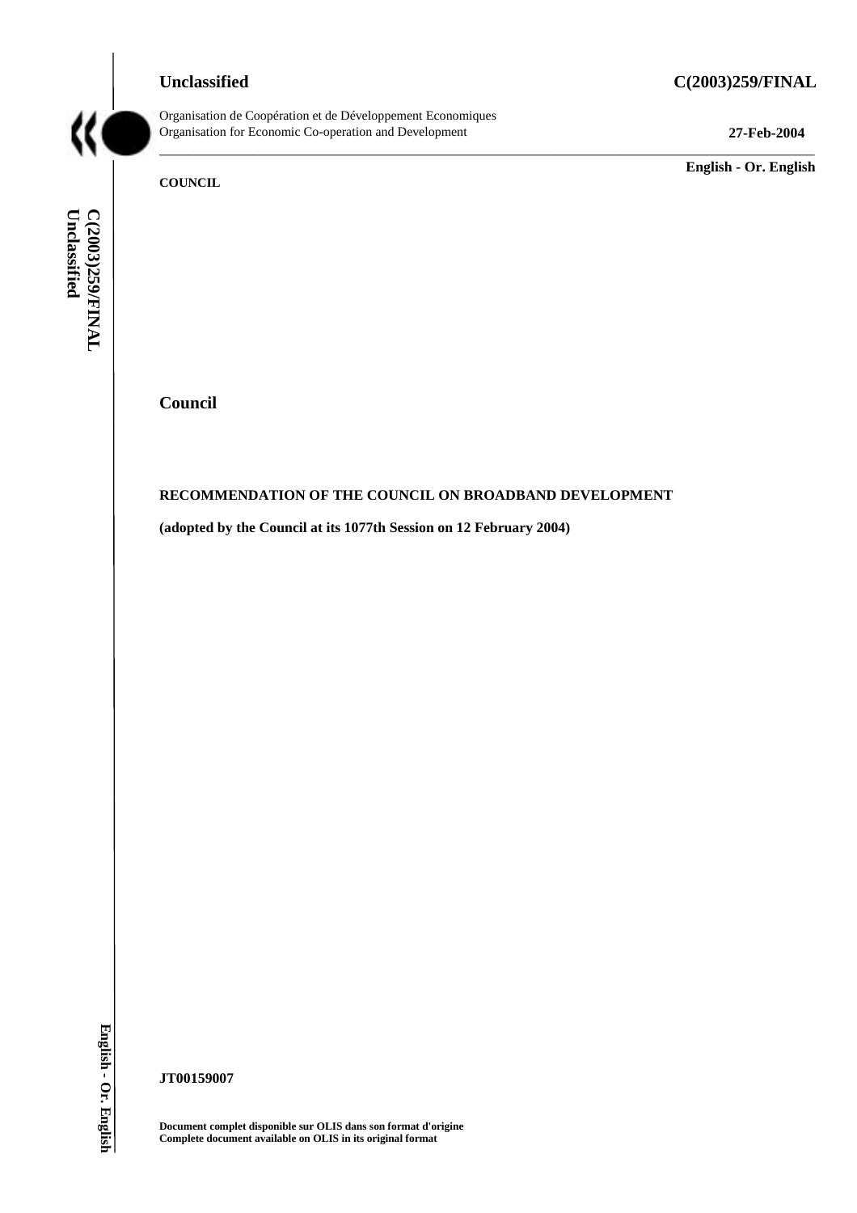**Unclassified** **C(2003)259/FINAL**

Organisation de Coopération et de Développement Economiques
Organisation for Economic Co-operation and Development **27-Feb-2004**

**English - Or. English**

**COUNCIL**

## Council

**RECOMMENDATION OF THE COUNCIL ON BROADBAND DEVELOPMENT**

**(adopted by the Council at its 1077th Session on 12 February 2004)**

**JT00159007**

**Document complet disponible sur OLIS dans son format d'origine**
**Complete document available on OLIS in its original format**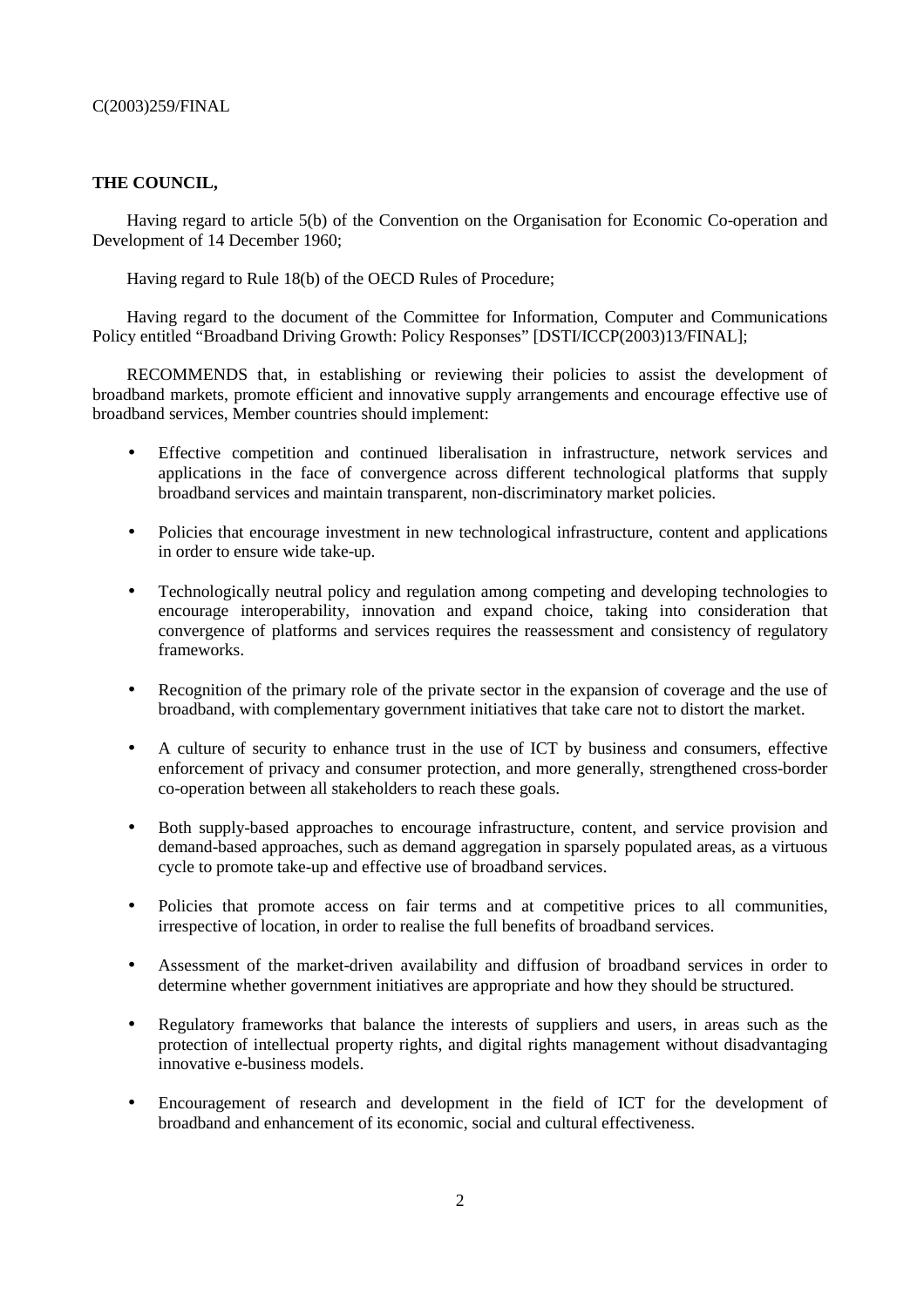**THE COUNCIL,**

Having regard to article 5(b) of the Convention on the Organisation for Economic Co-operation and Development of 14 December 1960;

Having regard to Rule 18(b) of the OECD Rules of Procedure;

Having regard to the document of the Committee for Information, Computer and Communications Policy entitled "Broadband Driving Growth: Policy Responses" [DSTI/ICCP(2003)13/FINAL];

RECOMMENDS that, in establishing or reviewing their policies to assist the development of broadband markets, promote efficient and innovative supply arrangements and encourage effective use of broadband services, Member countries should implement:

- Effective competition and continued liberalisation in infrastructure, network services and applications in the face of convergence across different technological platforms that supply broadband services and maintain transparent, non-discriminatory market policies.
- Policies that encourage investment in new technological infrastructure, content and applications in order to ensure wide take-up.
- Technologically neutral policy and regulation among competing and developing technologies to encourage interoperability, innovation and expand choice, taking into consideration that convergence of platforms and services requires the reassessment and consistency of regulatory frameworks.
- Recognition of the primary role of the private sector in the expansion of coverage and the use of broadband, with complementary government initiatives that take care not to distort the market.
- A culture of security to enhance trust in the use of ICT by business and consumers, effective enforcement of privacy and consumer protection, and more generally, strengthened cross-border co-operation between all stakeholders to reach these goals.
- Both supply-based approaches to encourage infrastructure, content, and service provision and demand-based approaches, such as demand aggregation in sparsely populated areas, as a virtuous cycle to promote take-up and effective use of broadband services.
- Policies that promote access on fair terms and at competitive prices to all communities, irrespective of location, in order to realise the full benefits of broadband services.
- Assessment of the market-driven availability and diffusion of broadband services in order to determine whether government initiatives are appropriate and how they should be structured.
- Regulatory frameworks that balance the interests of suppliers and users, in areas such as the protection of intellectual property rights, and digital rights management without disadvantaging innovative e-business models.
- Encouragement of research and development in the field of ICT for the development of broadband and enhancement of its economic, social and cultural effectiveness.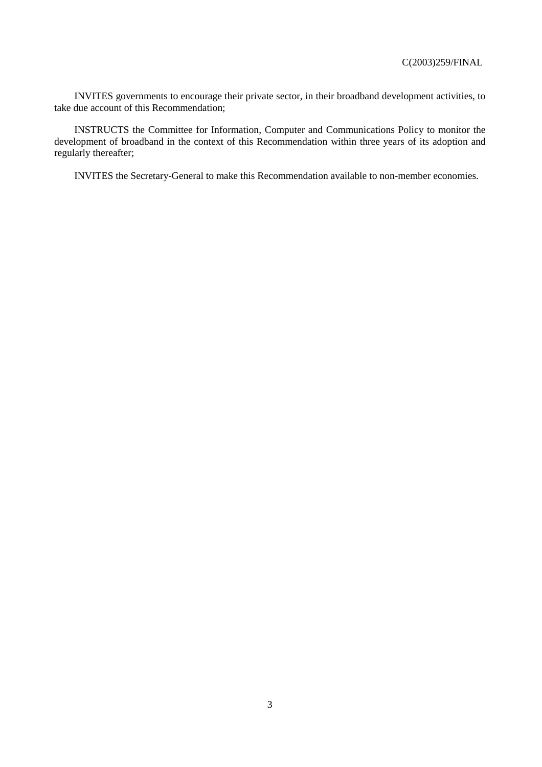INVITES governments to encourage their private sector, in their broadband development activities, to take due account of this Recommendation;

INSTRUCTS the Committee for Information, Computer and Communications Policy to monitor the development of broadband in the context of this Recommendation within three years of its adoption and regularly thereafter;

INVITES the Secretary-General to make this Recommendation available to non-member economies.